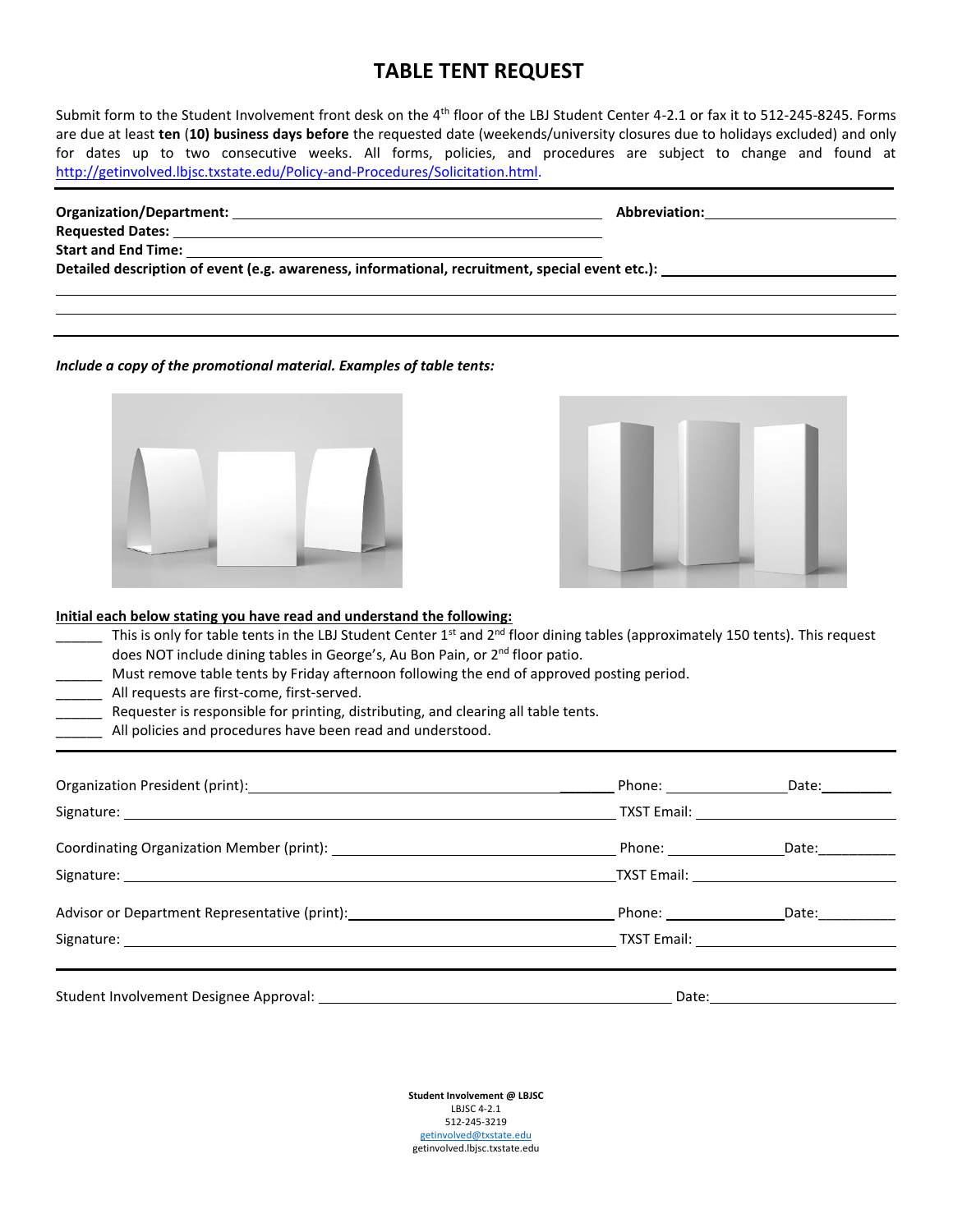# TABLE TENT REQUEST

Submit form to the Student Involvement front desk on the 4th floor of the LBJ Student Center 4-2.1 or fax it to 512-245-8245. Forms are due at least **ten** (**10) business days before** the requested date (weekends/university closures due to holidays excluded) and only for dates up to two consecutive weeks. All forms, policies, and procedures are subject to change and found at http://getinvolved.lbjsc.txstate.edu/Policy-and-Procedures/Solicitation.html.

---

**Organization/Department:** ______________________________ **Abbreviation:** ____________________

**Requested Dates:** ______________________________

**Start and End Time:** ______________________________

**Detailed description of event (e.g. awareness, informational, recruitment, special event etc.):** ____________________

______________________________________________________________________

______________________________________________________________________

---

***Include a copy of the promotional material. Examples of table tents:***

**Initial each below stating you have read and understand the following:**

______ This is only for table tents in the LBJ Student Center 1st and 2nd floor dining tables (approximately 150 tents). This request does NOT include dining tables in George's, Au Bon Pain, or 2nd floor patio.

______ Must remove table tents by Friday afternoon following the end of approved posting period.

______ All requests are first-come, first-served.

______ Requester is responsible for printing, distributing, and clearing all table tents.

______ All policies and procedures have been read and understood.

---

Organization President (print): ______________________________ Phone: ______________ Date: __________

Signature: ______________________________ TXST Email: ____________________

Coordinating Organization Member (print): ______________________________ Phone: ______________ Date: __________

Signature: ______________________________ TXST Email: ____________________

Advisor or Department Representative (print): ______________________________ Phone: ______________ Date: __________

Signature: ______________________________ TXST Email: ____________________

---

Student Involvement Designee Approval: ______________________________ Date: ____________________

**Student Involvement @ LBJSC**
LBJSC 4-2.1
512-245-3219
getinvolved@txstate.edu
getinvolved.lbjsc.txstate.edu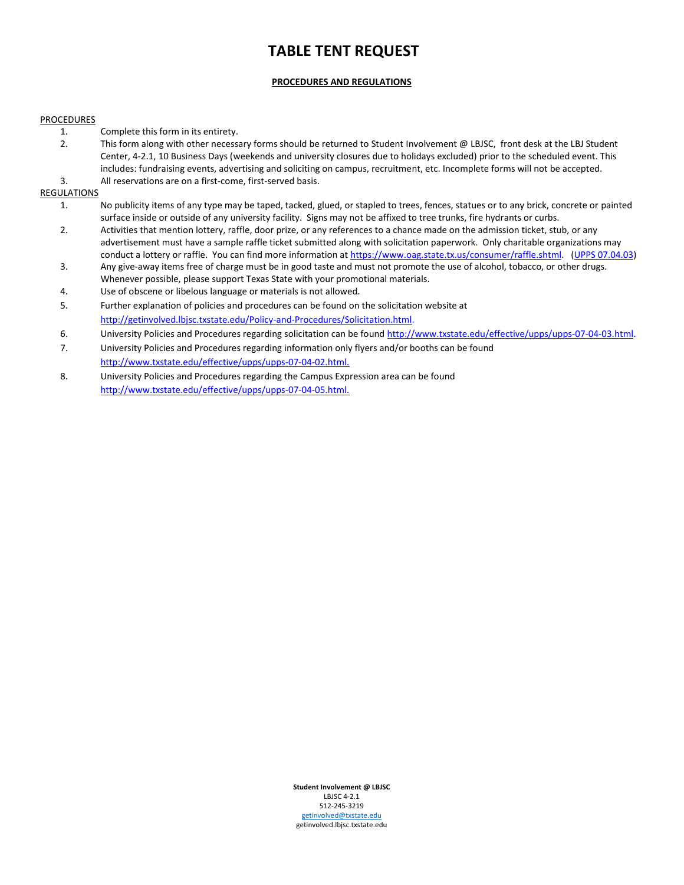# TABLE TENT REQUEST

**PROCEDURES AND REGULATIONS**

PROCEDURES

1. Complete this form in its entirety.
2. This form along with other necessary forms should be returned to Student Involvement @ LBJSC, front desk at the LBJ Student Center, 4-2.1, 10 Business Days (weekends and university closures due to holidays excluded) prior to the scheduled event. This includes: fundraising events, advertising and soliciting on campus, recruitment, etc. Incomplete forms will not be accepted.
3. All reservations are on a first-come, first-served basis.

REGULATIONS

1. No publicity items of any type may be taped, tacked, glued, or stapled to trees, fences, statues or to any brick, concrete or painted surface inside or outside of any university facility. Signs may not be affixed to tree trunks, fire hydrants or curbs.
2. Activities that mention lottery, raffle, door prize, or any references to a chance made on the admission ticket, stub, or any advertisement must have a sample raffle ticket submitted along with solicitation paperwork. Only charitable organizations may conduct a lottery or raffle. You can find more information at https://www.oag.state.tx.us/consumer/raffle.shtml. (UPPS 07.04.03)
3. Any give-away items free of charge must be in good taste and must not promote the use of alcohol, tobacco, or other drugs. Whenever possible, please support Texas State with your promotional materials.
4. Use of obscene or libelous language or materials is not allowed.
5. Further explanation of policies and procedures can be found on the solicitation website at http://getinvolved.lbjsc.txstate.edu/Policy-and-Procedures/Solicitation.html.
6. University Policies and Procedures regarding solicitation can be found http://www.txstate.edu/effective/upps/upps-07-04-03.html.
7. University Policies and Procedures regarding information only flyers and/or booths can be found http://www.txstate.edu/effective/upps/upps-07-04-02.html.
8. University Policies and Procedures regarding the Campus Expression area can be found http://www.txstate.edu/effective/upps/upps-07-04-05.html.

**Student Involvement @ LBJSC**
LBJSC 4-2.1
512-245-3219
getinvolved@txstate.edu
getinvolved.lbjsc.txstate.edu